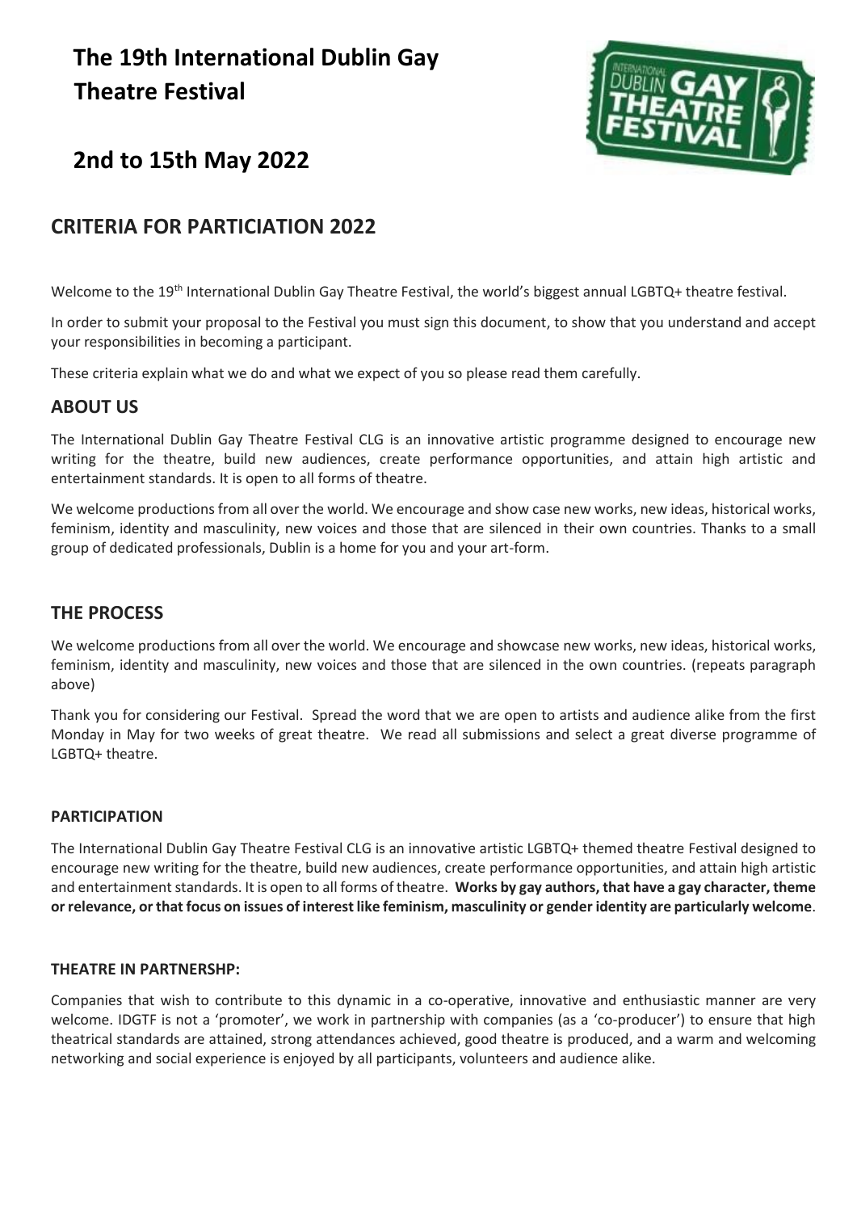# The 19th International Dublin Gay Theatre Festival

# 2nd to 15th May 2022

## CRITERIA FOR PARTICIATION 2022

Welcome to the 19th International Dublin Gay Theatre Festival, the world's biggest annual LGBTQ+ theatre festival.

In order to submit your proposal to the Festival you must sign this document, to show that you understand and accept your responsibilities in becoming a participant.

These criteria explain what we do and what we expect of you so please read them carefully.

## ABOUT US

The International Dublin Gay Theatre Festival CLG is an innovative artistic programme designed to encourage new writing for the theatre, build new audiences, create performance opportunities, and attain high artistic and entertainment standards. It is open to all forms of theatre.

We welcome productions from all over the world. We encourage and show case new works, new ideas, historical works, feminism, identity and masculinity, new voices and those that are silenced in their own countries. Thanks to a small group of dedicated professionals, Dublin is a home for you and your art-form.

## THE PROCESS

We welcome productions from all over the world. We encourage and showcase new works, new ideas, historical works, feminism, identity and masculinity, new voices and those that are silenced in the own countries. (repeats paragraph above)

Thank you for considering our Festival. Spread the word that we are open to artists and audience alike from the first Monday in May for two weeks of great theatre. We read all submissions and select a great diverse programme of LGBTQ+ theatre.

### PARTICIPATION

The International Dublin Gay Theatre Festival CLG is an innovative artistic LGBTQ+ themed theatre Festival designed to encourage new writing for the theatre, build new audiences, create performance opportunities, and attain high artistic and entertainment standards. It is open to all forms of theatre. **Works by gay authors, that have a gay character, theme or relevance, or that focus on issues of interest like feminism, masculinity or gender identity are particularly welcome**.

### THEATRE IN PARTNERSHP:

Companies that wish to contribute to this dynamic in a co-operative, innovative and enthusiastic manner are very welcome. IDGTF is not a 'promoter', we work in partnership with companies (as a 'co-producer') to ensure that high theatrical standards are attained, strong attendances achieved, good theatre is produced, and a warm and welcoming networking and social experience is enjoyed by all participants, volunteers and audience alike.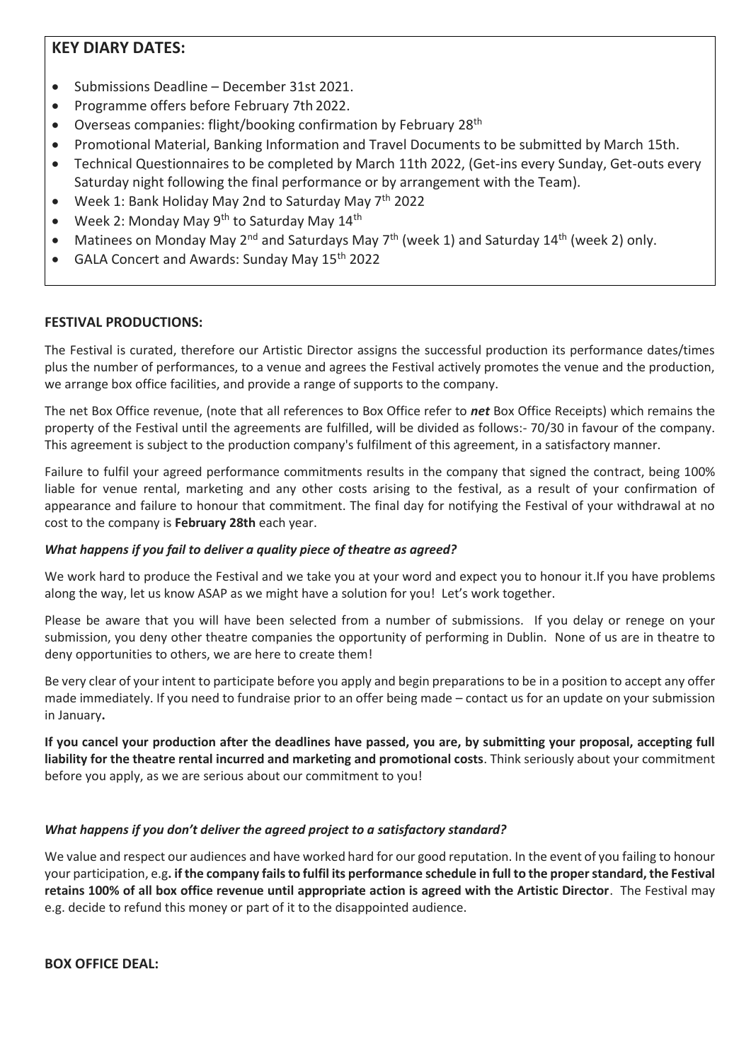## KEY DIARY DATES:

- Submissions Deadline – December 31st 2021.
- Programme offers before February 7th 2022.
- Overseas companies: flight/booking confirmation by February 28th
- Promotional Material, Banking Information and Travel Documents to be submitted by March 15th.
- Technical Questionnaires to be completed by March 11th 2022, (Get-ins every Sunday, Get-outs every Saturday night following the final performance or by arrangement with the Team).
- Week 1: Bank Holiday May 2nd to Saturday May 7th 2022
- Week 2: Monday May 9th to Saturday May 14th
- Matinees on Monday May 2nd and Saturdays May 7th (week 1) and Saturday 14th (week 2) only.
- GALA Concert and Awards: Sunday May 15th 2022

**FESTIVAL PRODUCTIONS:**

The Festival is curated, therefore our Artistic Director assigns the successful production its performance dates/times plus the number of performances, to a venue and agrees the Festival actively promotes the venue and the production, we arrange box office facilities, and provide a range of supports to the company.

The net Box Office revenue, (note that all references to Box Office refer to ***net*** Box Office Receipts) which remains the property of the Festival until the agreements are fulfilled, will be divided as follows:- 70/30 in favour of the company. This agreement is subject to the production company's fulfilment of this agreement, in a satisfactory manner.

Failure to fulfil your agreed performance commitments results in the company that signed the contract, being 100% liable for venue rental, marketing and any other costs arising to the festival, as a result of your confirmation of appearance and failure to honour that commitment. The final day for notifying the Festival of your withdrawal at no cost to the company is **February 28th** each year.

***What happens if you fail to deliver a quality piece of theatre as agreed?***

We work hard to produce the Festival and we take you at your word and expect you to honour it.If you have problems along the way, let us know ASAP as we might have a solution for you! Let's work together.

Please be aware that you will have been selected from a number of submissions. If you delay or renege on your submission, you deny other theatre companies the opportunity of performing in Dublin. None of us are in theatre to deny opportunities to others, we are here to create them!

Be very clear of your intent to participate before you apply and begin preparations to be in a position to accept any offer made immediately. If you need to fundraise prior to an offer being made – contact us for an update on your submission in January**.**

**If you cancel your production after the deadlines have passed, you are, by submitting your proposal, accepting full liability for the theatre rental incurred and marketing and promotional costs**. Think seriously about your commitment before you apply, as we are serious about our commitment to you!

***What happens if you don't deliver the agreed project to a satisfactory standard?***

We value and respect our audiences and have worked hard for our good reputation. In the event of you failing to honour your participation, e.g**. if the company fails to fulfil its performance schedule in full to the proper standard, the Festival retains 100% of all box office revenue until appropriate action is agreed with the Artistic Director**. The Festival may e.g. decide to refund this money or part of it to the disappointed audience.

**BOX OFFICE DEAL:**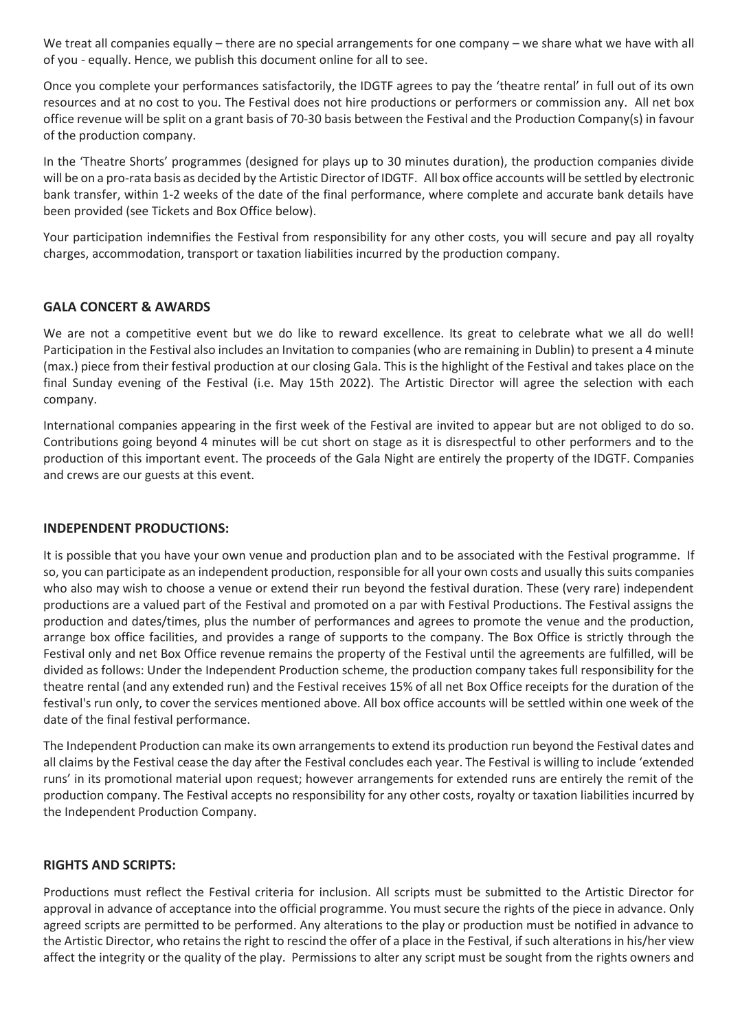We treat all companies equally – there are no special arrangements for one company – we share what we have with all of you - equally. Hence, we publish this document online for all to see.

Once you complete your performances satisfactorily, the IDGTF agrees to pay the 'theatre rental' in full out of its own resources and at no cost to you. The Festival does not hire productions or performers or commission any. All net box office revenue will be split on a grant basis of 70-30 basis between the Festival and the Production Company(s) in favour of the production company.

In the 'Theatre Shorts' programmes (designed for plays up to 30 minutes duration), the production companies divide will be on a pro-rata basis as decided by the Artistic Director of IDGTF. All box office accounts will be settled by electronic bank transfer, within 1-2 weeks of the date of the final performance, where complete and accurate bank details have been provided (see Tickets and Box Office below).

Your participation indemnifies the Festival from responsibility for any other costs, you will secure and pay all royalty charges, accommodation, transport or taxation liabilities incurred by the production company.

## GALA CONCERT & AWARDS

We are not a competitive event but we do like to reward excellence. Its great to celebrate what we all do well! Participation in the Festival also includes an Invitation to companies (who are remaining in Dublin) to present a 4 minute (max.) piece from their festival production at our closing Gala. This is the highlight of the Festival and takes place on the final Sunday evening of the Festival (i.e. May 15th 2022). The Artistic Director will agree the selection with each company.

International companies appearing in the first week of the Festival are invited to appear but are not obliged to do so. Contributions going beyond 4 minutes will be cut short on stage as it is disrespectful to other performers and to the production of this important event. The proceeds of the Gala Night are entirely the property of the IDGTF. Companies and crews are our guests at this event.

## INDEPENDENT PRODUCTIONS:

It is possible that you have your own venue and production plan and to be associated with the Festival programme. If so, you can participate as an independent production, responsible for all your own costs and usually this suits companies who also may wish to choose a venue or extend their run beyond the festival duration. These (very rare) independent productions are a valued part of the Festival and promoted on a par with Festival Productions. The Festival assigns the production and dates/times, plus the number of performances and agrees to promote the venue and the production, arrange box office facilities, and provides a range of supports to the company. The Box Office is strictly through the Festival only and net Box Office revenue remains the property of the Festival until the agreements are fulfilled, will be divided as follows: Under the Independent Production scheme, the production company takes full responsibility for the theatre rental (and any extended run) and the Festival receives 15% of all net Box Office receipts for the duration of the festival's run only, to cover the services mentioned above. All box office accounts will be settled within one week of the date of the final festival performance.

The Independent Production can make its own arrangements to extend its production run beyond the Festival dates and all claims by the Festival cease the day after the Festival concludes each year. The Festival is willing to include 'extended runs' in its promotional material upon request; however arrangements for extended runs are entirely the remit of the production company. The Festival accepts no responsibility for any other costs, royalty or taxation liabilities incurred by the Independent Production Company.

## RIGHTS AND SCRIPTS:

Productions must reflect the Festival criteria for inclusion. All scripts must be submitted to the Artistic Director for approval in advance of acceptance into the official programme. You must secure the rights of the piece in advance. Only agreed scripts are permitted to be performed. Any alterations to the play or production must be notified in advance to the Artistic Director, who retains the right to rescind the offer of a place in the Festival, if such alterations in his/her view affect the integrity or the quality of the play. Permissions to alter any script must be sought from the rights owners and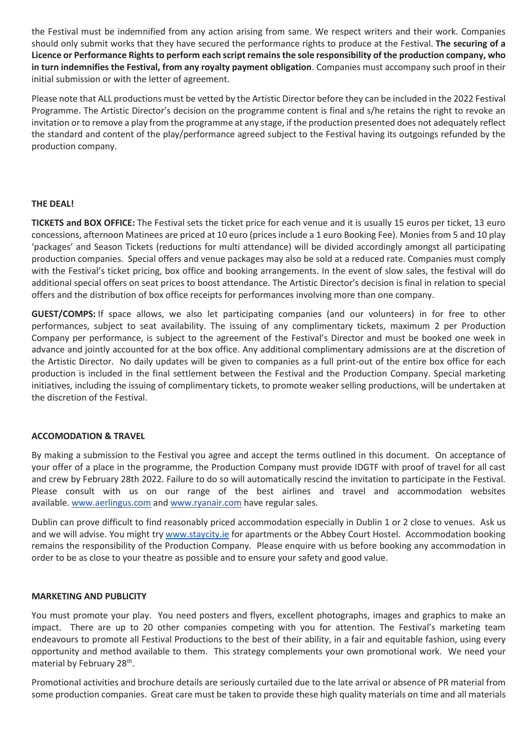the Festival must be indemnified from any action arising from same. We respect writers and their work. Companies should only submit works that they have secured the performance rights to produce at the Festival. **The securing of a Licence or Performance Rights to perform each script remains the sole responsibility of the production company, who in turn indemnifies the Festival, from any royalty payment obligation**. Companies must accompany such proof in their initial submission or with the letter of agreement.

Please note that ALL productions must be vetted by the Artistic Director before they can be included in the 2022 Festival Programme. The Artistic Director's decision on the programme content is final and s/he retains the right to revoke an invitation or to remove a play from the programme at any stage, if the production presented does not adequately reflect the standard and content of the play/performance agreed subject to the Festival having its outgoings refunded by the production company.

**THE DEAL!**

**TICKETS and BOX OFFICE:** The Festival sets the ticket price for each venue and it is usually 15 euros per ticket, 13 euro concessions, afternoon Matinees are priced at 10 euro (prices include a 1 euro Booking Fee). Monies from 5 and 10 play 'packages' and Season Tickets (reductions for multi attendance) will be divided accordingly amongst all participating production companies. Special offers and venue packages may also be sold at a reduced rate. Companies must comply with the Festival's ticket pricing, box office and booking arrangements. In the event of slow sales, the festival will do additional special offers on seat prices to boost attendance. The Artistic Director's decision is final in relation to special offers and the distribution of box office receipts for performances involving more than one company.

**GUEST/COMPS:** If space allows, we also let participating companies (and our volunteers) in for free to other performances, subject to seat availability. The issuing of any complimentary tickets, maximum 2 per Production Company per performance, is subject to the agreement of the Festival's Director and must be booked one week in advance and jointly accounted for at the box office. Any additional complimentary admissions are at the discretion of the Artistic Director. No daily updates will be given to companies as a full print-out of the entire box office for each production is included in the final settlement between the Festival and the Production Company. Special marketing initiatives, including the issuing of complimentary tickets, to promote weaker selling productions, will be undertaken at the discretion of the Festival.

**ACCOMODATION & TRAVEL**

By making a submission to the Festival you agree and accept the terms outlined in this document. On acceptance of your offer of a place in the programme, the Production Company must provide IDGTF with proof of travel for all cast and crew by February 28th 2022. Failure to do so will automatically rescind the invitation to participate in the Festival. Please consult with us on our range of the best airlines and travel and accommodation websites available. www.aerlingus.com and www.ryanair.com have regular sales.

Dublin can prove difficult to find reasonably priced accommodation especially in Dublin 1 or 2 close to venues. Ask us and we will advise. You might try www.staycity.ie for apartments or the Abbey Court Hostel. Accommodation booking remains the responsibility of the Production Company. Please enquire with us before booking any accommodation in order to be as close to your theatre as possible and to ensure your safety and good value.

**MARKETING AND PUBLICITY**

You must promote your play. You need posters and flyers, excellent photographs, images and graphics to make an impact. There are up to 20 other companies competing with you for attention. The Festival's marketing team endeavours to promote all Festival Productions to the best of their ability, in a fair and equitable fashion, using every opportunity and method available to them. This strategy complements your own promotional work. We need your material by February 28th.

Promotional activities and brochure details are seriously curtailed due to the late arrival or absence of PR material from some production companies. Great care must be taken to provide these high quality materials on time and all materials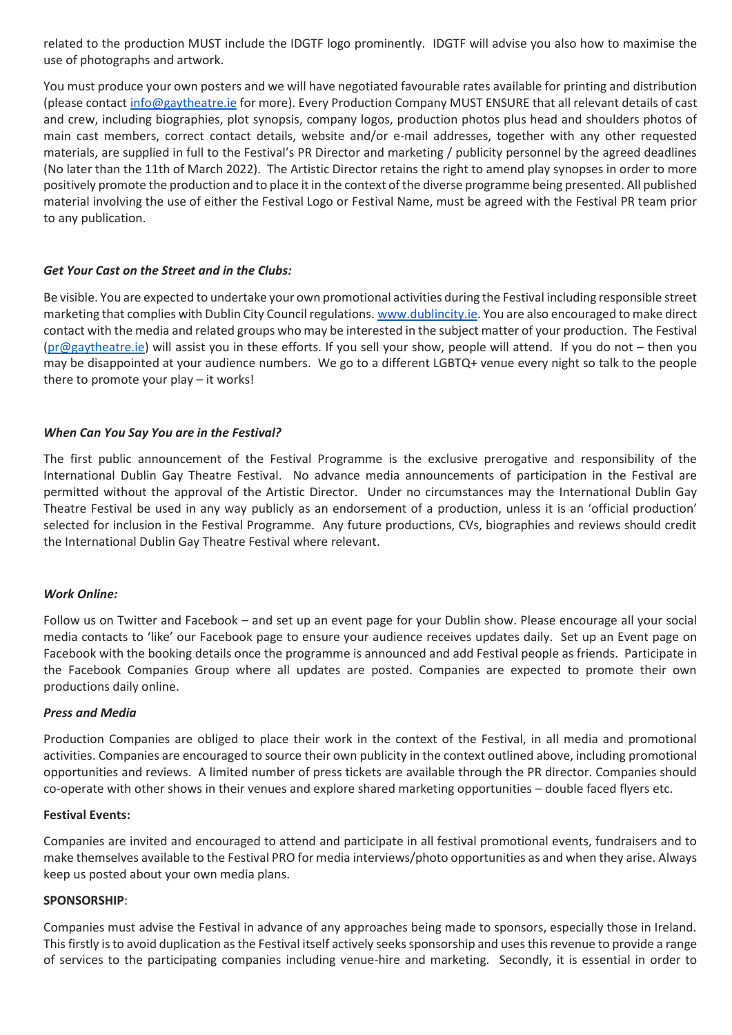related to the production MUST include the IDGTF logo prominently. IDGTF will advise you also how to maximise the use of photographs and artwork.

You must produce your own posters and we will have negotiated favourable rates available for printing and distribution (please contact info@gaytheatre.ie for more). Every Production Company MUST ENSURE that all relevant details of cast and crew, including biographies, plot synopsis, company logos, production photos plus head and shoulders photos of main cast members, correct contact details, website and/or e-mail addresses, together with any other requested materials, are supplied in full to the Festival's PR Director and marketing / publicity personnel by the agreed deadlines (No later than the 11th of March 2022). The Artistic Director retains the right to amend play synopses in order to more positively promote the production and to place it in the context of the diverse programme being presented. All published material involving the use of either the Festival Logo or Festival Name, must be agreed with the Festival PR team prior to any publication.

***Get Your Cast on the Street and in the Clubs:***

Be visible. You are expected to undertake your own promotional activities during the Festival including responsible street marketing that complies with Dublin City Council regulations. www.dublincity.ie. You are also encouraged to make direct contact with the media and related groups who may be interested in the subject matter of your production. The Festival (pr@gaytheatre.ie) will assist you in these efforts. If you sell your show, people will attend. If you do not – then you may be disappointed at your audience numbers. We go to a different LGBTQ+ venue every night so talk to the people there to promote your play – it works!

***When Can You Say You are in the Festival?***

The first public announcement of the Festival Programme is the exclusive prerogative and responsibility of the International Dublin Gay Theatre Festival. No advance media announcements of participation in the Festival are permitted without the approval of the Artistic Director. Under no circumstances may the International Dublin Gay Theatre Festival be used in any way publicly as an endorsement of a production, unless it is an 'official production' selected for inclusion in the Festival Programme. Any future productions, CVs, biographies and reviews should credit the International Dublin Gay Theatre Festival where relevant.

***Work Online:***

Follow us on Twitter and Facebook – and set up an event page for your Dublin show. Please encourage all your social media contacts to 'like' our Facebook page to ensure your audience receives updates daily. Set up an Event page on Facebook with the booking details once the programme is announced and add Festival people as friends. Participate in the Facebook Companies Group where all updates are posted. Companies are expected to promote their own productions daily online.

***Press and Media***

Production Companies are obliged to place their work in the context of the Festival, in all media and promotional activities. Companies are encouraged to source their own publicity in the context outlined above, including promotional opportunities and reviews. A limited number of press tickets are available through the PR director. Companies should co-operate with other shows in their venues and explore shared marketing opportunities – double faced flyers etc.

**Festival Events:**

Companies are invited and encouraged to attend and participate in all festival promotional events, fundraisers and to make themselves available to the Festival PRO for media interviews/photo opportunities as and when they arise. Always keep us posted about your own media plans.

**SPONSORSHIP**:

Companies must advise the Festival in advance of any approaches being made to sponsors, especially those in Ireland. This firstly is to avoid duplication as the Festival itself actively seeks sponsorship and uses this revenue to provide a range of services to the participating companies including venue-hire and marketing. Secondly, it is essential in order to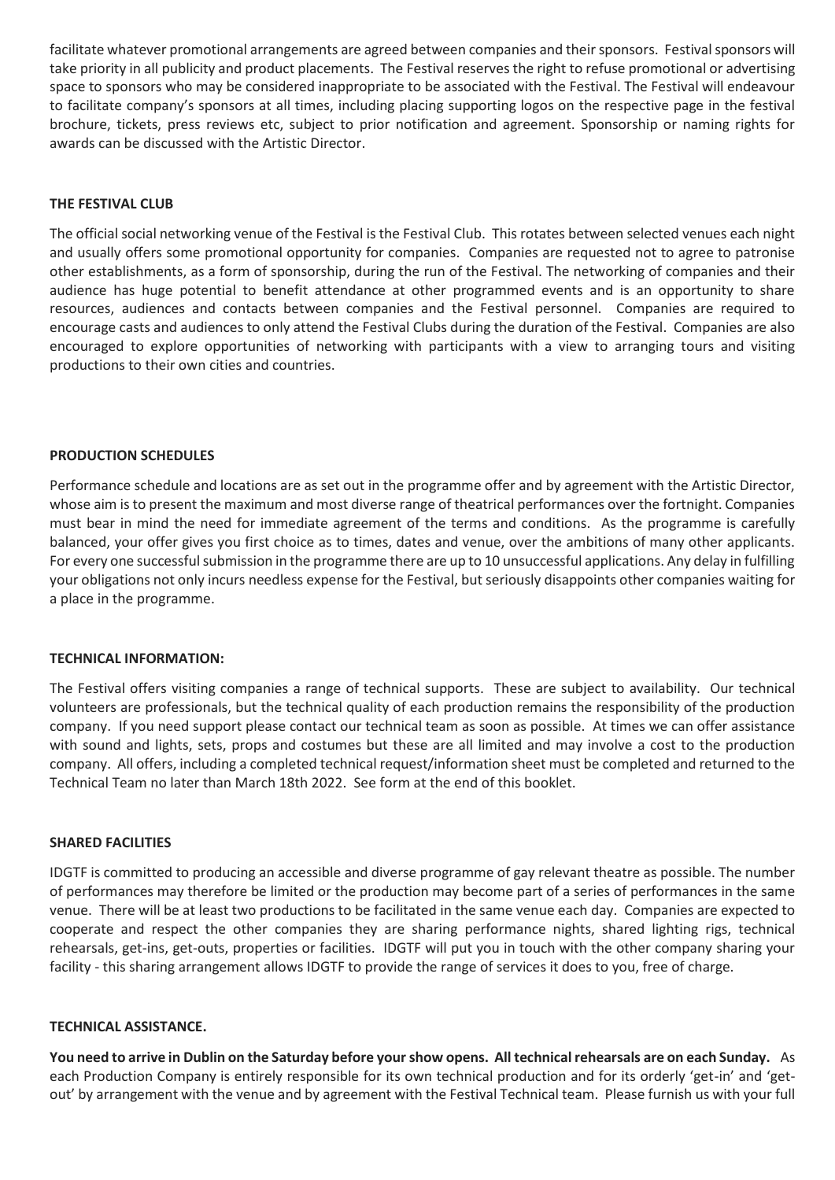facilitate whatever promotional arrangements are agreed between companies and their sponsors. Festival sponsors will take priority in all publicity and product placements. The Festival reserves the right to refuse promotional or advertising space to sponsors who may be considered inappropriate to be associated with the Festival. The Festival will endeavour to facilitate company's sponsors at all times, including placing supporting logos on the respective page in the festival brochure, tickets, press reviews etc, subject to prior notification and agreement. Sponsorship or naming rights for awards can be discussed with the Artistic Director.

**THE FESTIVAL CLUB**

The official social networking venue of the Festival is the Festival Club. This rotates between selected venues each night and usually offers some promotional opportunity for companies. Companies are requested not to agree to patronise other establishments, as a form of sponsorship, during the run of the Festival. The networking of companies and their audience has huge potential to benefit attendance at other programmed events and is an opportunity to share resources, audiences and contacts between companies and the Festival personnel. Companies are required to encourage casts and audiences to only attend the Festival Clubs during the duration of the Festival. Companies are also encouraged to explore opportunities of networking with participants with a view to arranging tours and visiting productions to their own cities and countries.

**PRODUCTION SCHEDULES**

Performance schedule and locations are as set out in the programme offer and by agreement with the Artistic Director, whose aim is to present the maximum and most diverse range of theatrical performances over the fortnight. Companies must bear in mind the need for immediate agreement of the terms and conditions. As the programme is carefully balanced, your offer gives you first choice as to times, dates and venue, over the ambitions of many other applicants. For every one successful submission in the programme there are up to 10 unsuccessful applications. Any delay in fulfilling your obligations not only incurs needless expense for the Festival, but seriously disappoints other companies waiting for a place in the programme.

**TECHNICAL INFORMATION:**

The Festival offers visiting companies a range of technical supports. These are subject to availability. Our technical volunteers are professionals, but the technical quality of each production remains the responsibility of the production company. If you need support please contact our technical team as soon as possible. At times we can offer assistance with sound and lights, sets, props and costumes but these are all limited and may involve a cost to the production company. All offers, including a completed technical request/information sheet must be completed and returned to the Technical Team no later than March 18th 2022. See form at the end of this booklet.

**SHARED FACILITIES**

IDGTF is committed to producing an accessible and diverse programme of gay relevant theatre as possible. The number of performances may therefore be limited or the production may become part of a series of performances in the same venue. There will be at least two productions to be facilitated in the same venue each day. Companies are expected to cooperate and respect the other companies they are sharing performance nights, shared lighting rigs, technical rehearsals, get-ins, get-outs, properties or facilities. IDGTF will put you in touch with the other company sharing your facility - this sharing arrangement allows IDGTF to provide the range of services it does to you, free of charge.

**TECHNICAL ASSISTANCE.**

**You need to arrive in Dublin on the Saturday before your show opens. All technical rehearsals are on each Sunday.** As each Production Company is entirely responsible for its own technical production and for its orderly 'get-in' and 'get-out' by arrangement with the venue and by agreement with the Festival Technical team. Please furnish us with your full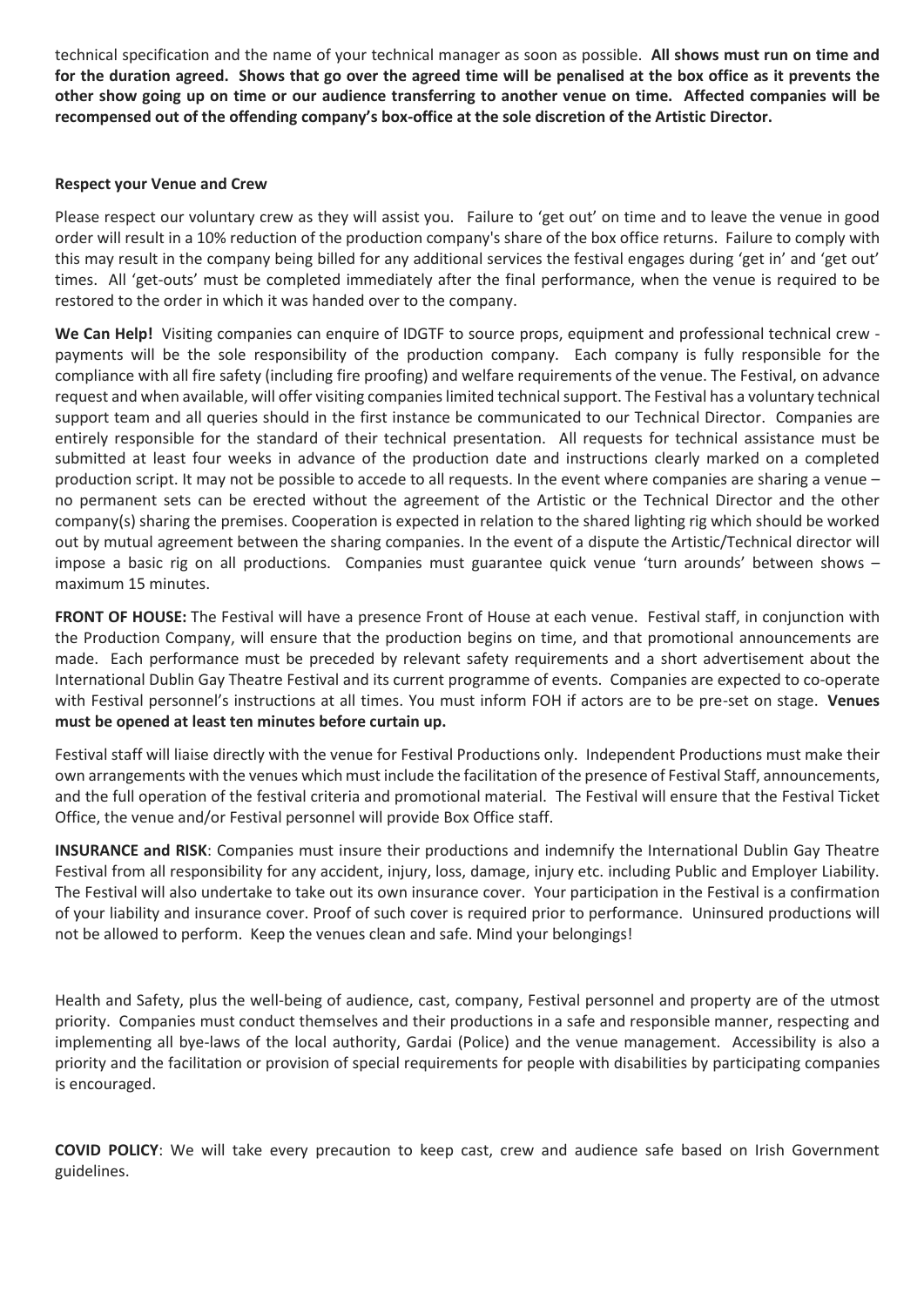technical specification and the name of your technical manager as soon as possible. **All shows must run on time and for the duration agreed. Shows that go over the agreed time will be penalised at the box office as it prevents the other show going up on time or our audience transferring to another venue on time. Affected companies will be recompensed out of the offending company's box-office at the sole discretion of the Artistic Director.**

**Respect your Venue and Crew**

Please respect our voluntary crew as they will assist you. Failure to 'get out' on time and to leave the venue in good order will result in a 10% reduction of the production company's share of the box office returns. Failure to comply with this may result in the company being billed for any additional services the festival engages during 'get in' and 'get out' times. All 'get-outs' must be completed immediately after the final performance, when the venue is required to be restored to the order in which it was handed over to the company.

**We Can Help!** Visiting companies can enquire of IDGTF to source props, equipment and professional technical crew - payments will be the sole responsibility of the production company. Each company is fully responsible for the compliance with all fire safety (including fire proofing) and welfare requirements of the venue. The Festival, on advance request and when available, will offer visiting companies limited technical support. The Festival has a voluntary technical support team and all queries should in the first instance be communicated to our Technical Director. Companies are entirely responsible for the standard of their technical presentation. All requests for technical assistance must be submitted at least four weeks in advance of the production date and instructions clearly marked on a completed production script. It may not be possible to accede to all requests. In the event where companies are sharing a venue – no permanent sets can be erected without the agreement of the Artistic or the Technical Director and the other company(s) sharing the premises. Cooperation is expected in relation to the shared lighting rig which should be worked out by mutual agreement between the sharing companies. In the event of a dispute the Artistic/Technical director will impose a basic rig on all productions. Companies must guarantee quick venue 'turn arounds' between shows – maximum 15 minutes.

**FRONT OF HOUSE:** The Festival will have a presence Front of House at each venue. Festival staff, in conjunction with the Production Company, will ensure that the production begins on time, and that promotional announcements are made. Each performance must be preceded by relevant safety requirements and a short advertisement about the International Dublin Gay Theatre Festival and its current programme of events. Companies are expected to co-operate with Festival personnel's instructions at all times. You must inform FOH if actors are to be pre-set on stage. **Venues must be opened at least ten minutes before curtain up.**

Festival staff will liaise directly with the venue for Festival Productions only. Independent Productions must make their own arrangements with the venues which must include the facilitation of the presence of Festival Staff, announcements, and the full operation of the festival criteria and promotional material. The Festival will ensure that the Festival Ticket Office, the venue and/or Festival personnel will provide Box Office staff.

**INSURANCE and RISK**: Companies must insure their productions and indemnify the International Dublin Gay Theatre Festival from all responsibility for any accident, injury, loss, damage, injury etc. including Public and Employer Liability. The Festival will also undertake to take out its own insurance cover. Your participation in the Festival is a confirmation of your liability and insurance cover. Proof of such cover is required prior to performance. Uninsured productions will not be allowed to perform. Keep the venues clean and safe. Mind your belongings!

Health and Safety, plus the well-being of audience, cast, company, Festival personnel and property are of the utmost priority. Companies must conduct themselves and their productions in a safe and responsible manner, respecting and implementing all bye-laws of the local authority, Gardai (Police) and the venue management. Accessibility is also a priority and the facilitation or provision of special requirements for people with disabilities by participating companies is encouraged.

**COVID POLICY**: We will take every precaution to keep cast, crew and audience safe based on Irish Government guidelines.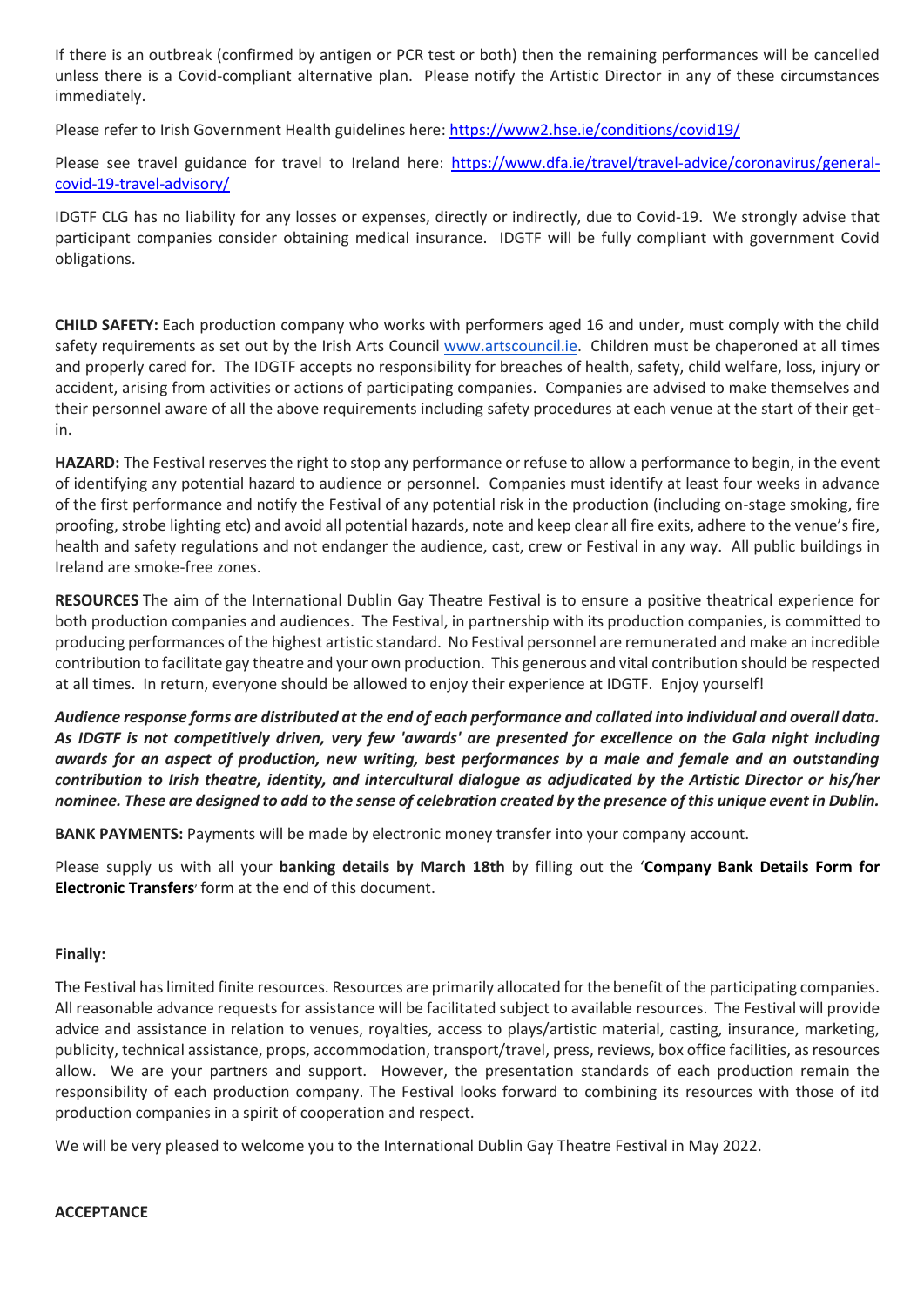If there is an outbreak (confirmed by antigen or PCR test or both) then the remaining performances will be cancelled unless there is a Covid-compliant alternative plan. Please notify the Artistic Director in any of these circumstances immediately.

Please refer to Irish Government Health guidelines here: https://www2.hse.ie/conditions/covid19/

Please see travel guidance for travel to Ireland here: https://www.dfa.ie/travel/travel-advice/coronavirus/general-covid-19-travel-advisory/

IDGTF CLG has no liability for any losses or expenses, directly or indirectly, due to Covid-19. We strongly advise that participant companies consider obtaining medical insurance. IDGTF will be fully compliant with government Covid obligations.

**CHILD SAFETY:** Each production company who works with performers aged 16 and under, must comply with the child safety requirements as set out by the Irish Arts Council www.artscouncil.ie. Children must be chaperoned at all times and properly cared for. The IDGTF accepts no responsibility for breaches of health, safety, child welfare, loss, injury or accident, arising from activities or actions of participating companies. Companies are advised to make themselves and their personnel aware of all the above requirements including safety procedures at each venue at the start of their get-in.

**HAZARD:** The Festival reserves the right to stop any performance or refuse to allow a performance to begin, in the event of identifying any potential hazard to audience or personnel. Companies must identify at least four weeks in advance of the first performance and notify the Festival of any potential risk in the production (including on-stage smoking, fire proofing, strobe lighting etc) and avoid all potential hazards, note and keep clear all fire exits, adhere to the venue's fire, health and safety regulations and not endanger the audience, cast, crew or Festival in any way. All public buildings in Ireland are smoke-free zones.

**RESOURCES** The aim of the International Dublin Gay Theatre Festival is to ensure a positive theatrical experience for both production companies and audiences. The Festival, in partnership with its production companies, is committed to producing performances of the highest artistic standard. No Festival personnel are remunerated and make an incredible contribution to facilitate gay theatre and your own production. This generous and vital contribution should be respected at all times. In return, everyone should be allowed to enjoy their experience at IDGTF. Enjoy yourself!

***Audience response forms are distributed at the end of each performance and collated into individual and overall data. As IDGTF is not competitively driven, very few 'awards' are presented for excellence on the Gala night including awards for an aspect of production, new writing, best performances by a male and female and an outstanding contribution to Irish theatre, identity, and intercultural dialogue as adjudicated by the Artistic Director or his/her nominee. These are designed to add to the sense of celebration created by the presence of this unique event in Dublin.***

**BANK PAYMENTS:** Payments will be made by electronic money transfer into your company account.

Please supply us with all your **banking details by March 18th** by filling out the '**Company Bank Details Form for Electronic Transfers**' form at the end of this document.

**Finally:**

The Festival has limited finite resources. Resources are primarily allocated for the benefit of the participating companies. All reasonable advance requests for assistance will be facilitated subject to available resources. The Festival will provide advice and assistance in relation to venues, royalties, access to plays/artistic material, casting, insurance, marketing, publicity, technical assistance, props, accommodation, transport/travel, press, reviews, box office facilities, as resources allow. We are your partners and support. However, the presentation standards of each production remain the responsibility of each production company. The Festival looks forward to combining its resources with those of itd production companies in a spirit of cooperation and respect.

We will be very pleased to welcome you to the International Dublin Gay Theatre Festival in May 2022.

**ACCEPTANCE**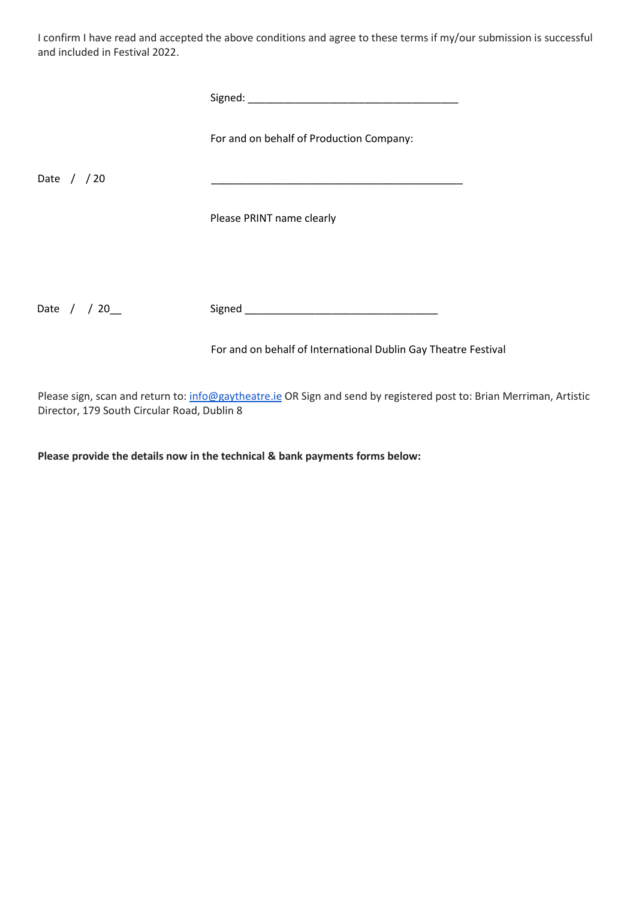I confirm I have read and accepted the above conditions and agree to these terms if my/our submission is successful and included in Festival 2022.

Signed: ____________________________________

For and on behalf of Production Company:

Date  /  / 20          ___________________________________________

Please PRINT name clearly

Date  /  / 20__          Signed _________________________________

For and on behalf of International Dublin Gay Theatre Festival

Please sign, scan and return to: [info@gaytheatre.ie](mailto:info@gaytheatre.ie) OR Sign and send by registered post to: Brian Merriman, Artistic Director, 179 South Circular Road, Dublin 8

**Please provide the details now in the technical & bank payments forms below:**